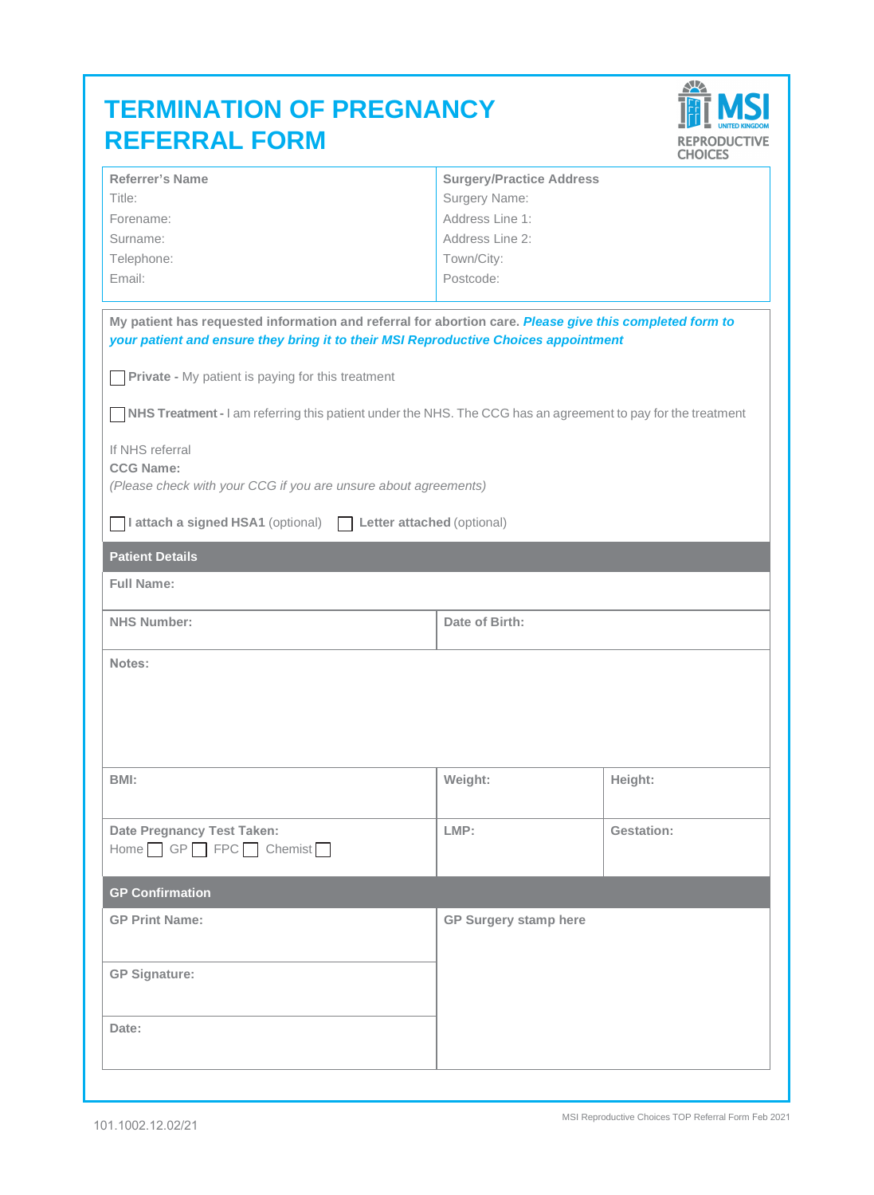# TERMINATION OF PREGNANCY REFERRAL FORM

MSI UNITED KINGDOM REPRODUCTIVE CHOICES

| **Referrer's Name** | **Surgery/Practice Address** |
|---|---|
| Title: | Surgery Name: |
| Forename: | Address Line 1: |
| Surname: | Address Line 2: |
| Telephone: | Town/City: |
| Email: | Postcode: |

**My patient has requested information and referral for abortion care.** ***Please give this completed form to your patient and ensure they bring it to their MSI Reproductive Choices appointment***

☐ **Private -** My patient is paying for this treatment

☐ **NHS Treatment -** I am referring this patient under the NHS. The CCG has an agreement to pay for the treatment

If NHS referral
**CCG Name:**
*(Please check with your CCG if you are unsure about agreements)*

☐ **I attach a signed HSA1** (optional) ☐ **Letter attached** (optional)

## Patient Details

**Full Name:**

| **NHS Number:** | **Date of Birth:** |
|---|---|

**Notes:**

| **BMI:** | **Weight:** | **Height:** |
|---|---|---|
| **Date Pregnancy Test Taken:** Home ☐ GP ☐ FPC ☐ Chemist ☐ | **LMP:** | **Gestation:** |

## GP Confirmation

| **GP Print Name:** | **GP Surgery stamp here** |
|---|---|
| **GP Signature:** | |
| **Date:** | |

101.1002.12.02/21

MSI Reproductive Choices TOP Referral Form Feb 2021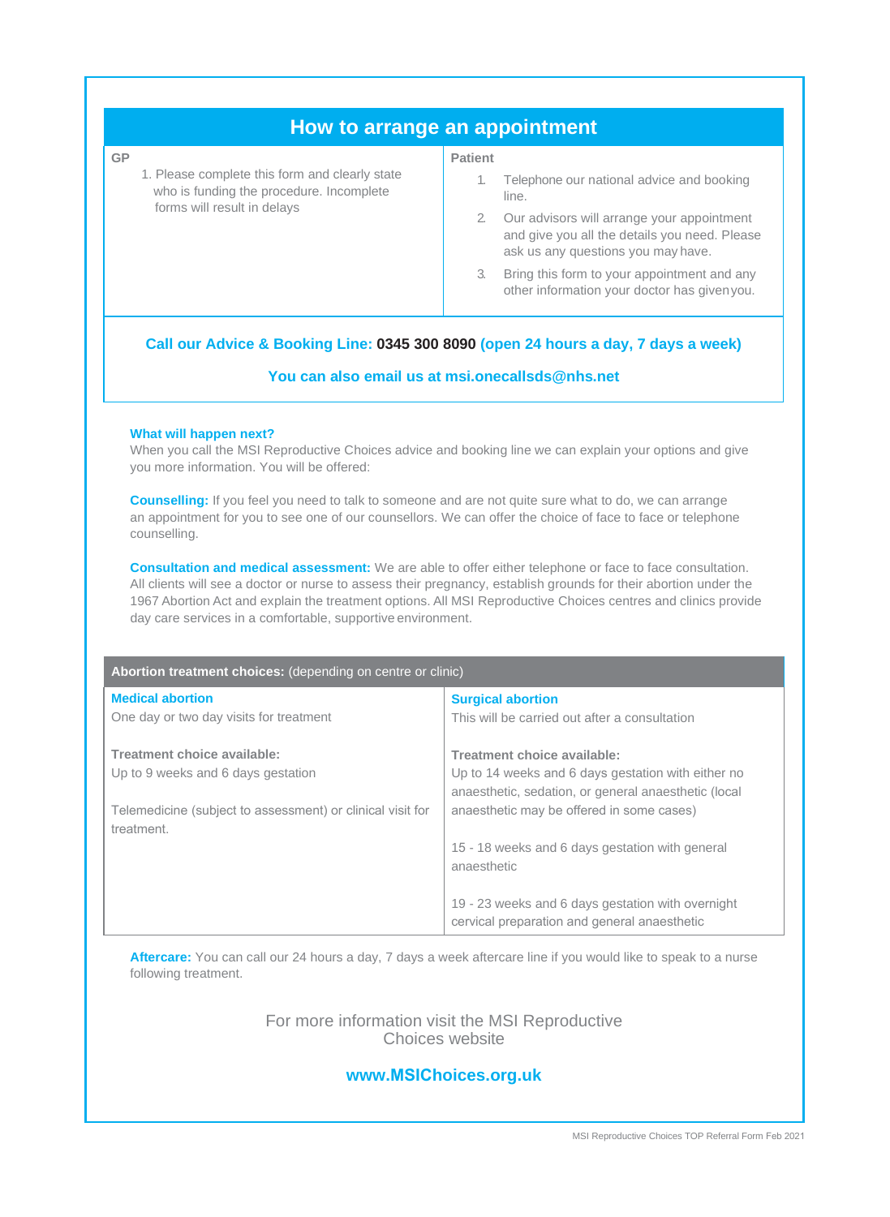## How to arrange an appointment

| GP | Patient |
|---|---|
| 1. Please complete this form and clearly state who is funding the procedure. Incomplete forms will result in delays | 1. Telephone our national advice and booking line.<br>2. Our advisors will arrange your appointment and give you all the details you need. Please ask us any questions you may have.<br>3. Bring this form to your appointment and any other information your doctor has given you. |

**Call our Advice & Booking Line: 0345 300 8090 (open 24 hours a day, 7 days a week)**

**You can also email us at msi.onecallsds@nhs.net**

**What will happen next?**
When you call the MSI Reproductive Choices advice and booking line we can explain your options and give you more information. You will be offered:

**Counselling:** If you feel you need to talk to someone and are not quite sure what to do, we can arrange an appointment for you to see one of our counsellors. We can offer the choice of face to face or telephone counselling.

**Consultation and medical assessment:** We are able to offer either telephone or face to face consultation. All clients will see a doctor or nurse to assess their pregnancy, establish grounds for their abortion under the 1967 Abortion Act and explain the treatment options. All MSI Reproductive Choices centres and clinics provide day care services in a comfortable, supportive environment.

| **Abortion treatment choices:** (depending on centre or clinic) | |
|---|---|
| **Medical abortion**<br>One day or two day visits for treatment<br><br>**Treatment choice available:**<br>Up to 9 weeks and 6 days gestation<br><br>Telemedicine (subject to assessment) or clinical visit for treatment. | **Surgical abortion**<br>This will be carried out after a consultation<br><br>**Treatment choice available:**<br>Up to 14 weeks and 6 days gestation with either no anaesthetic, sedation, or general anaesthetic (local anaesthetic may be offered in some cases)<br><br>15 - 18 weeks and 6 days gestation with general anaesthetic<br><br>19 - 23 weeks and 6 days gestation with overnight cervical preparation and general anaesthetic |

**Aftercare:** You can call our 24 hours a day, 7 days a week aftercare line if you would like to speak to a nurse following treatment.

For more information visit the MSI Reproductive Choices website

**www.MSIChoices.org.uk**

MSI Reproductive Choices TOP Referral Form Feb 2021